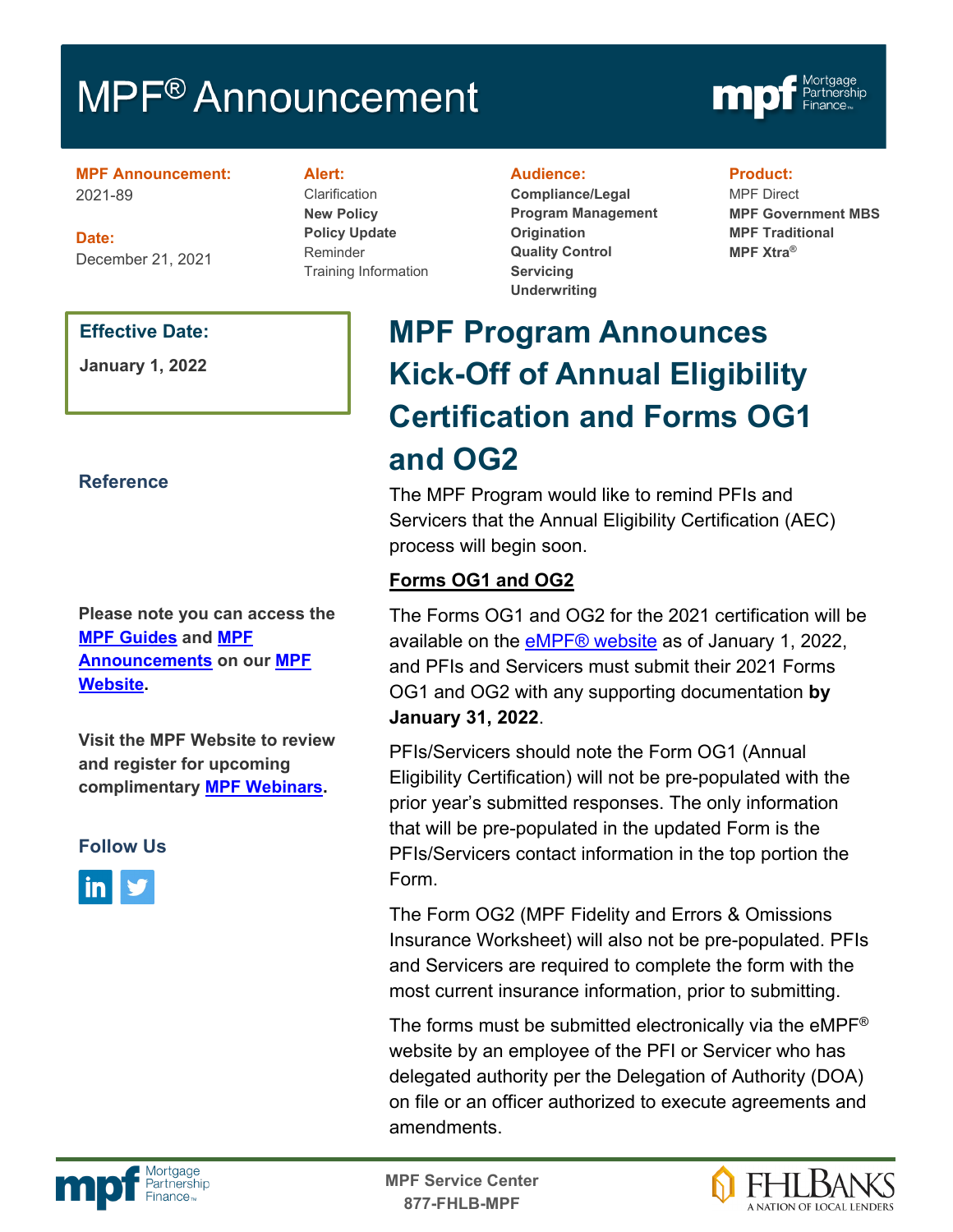# MPF® Announcement

**MPF Announcement:**
2021-89

**Date:**
December 21, 2021

**Alert:**
Clarification
**New Policy**
**Policy Update**
Reminder
Training Information

**Audience:**
**Compliance/Legal**
**Program Management**
**Origination**
**Quality Control**
**Servicing**
**Underwriting**

**Product:**
MPF Direct
**MPF Government MBS**
**MPF Traditional**
**MPF Xtra®**

**Effective Date:**

**January 1, 2022**

**Reference**

**Please note you can access the MPF Guides and MPF Announcements on our MPF Website.**

**Visit the MPF Website to review and register for upcoming complimentary MPF Webinars.**

**Follow Us**

## MPF Program Announces Kick-Off of Annual Eligibility Certification and Forms OG1 and OG2

The MPF Program would like to remind PFIs and Servicers that the Annual Eligibility Certification (AEC) process will begin soon.

**Forms OG1 and OG2**

The Forms OG1 and OG2 for the 2021 certification will be available on the eMPF® website as of January 1, 2022, and PFIs and Servicers must submit their 2021 Forms OG1 and OG2 with any supporting documentation **by January 31, 2022**.

PFIs/Servicers should note the Form OG1 (Annual Eligibility Certification) will not be pre-populated with the prior year's submitted responses. The only information that will be pre-populated in the updated Form is the PFIs/Servicers contact information in the top portion the Form.

The Form OG2 (MPF Fidelity and Errors & Omissions Insurance Worksheet) will also not be pre-populated. PFIs and Servicers are required to complete the form with the most current insurance information, prior to submitting.

The forms must be submitted electronically via the eMPF® website by an employee of the PFI or Servicer who has delegated authority per the Delegation of Authority (DOA) on file or an officer authorized to execute agreements and amendments.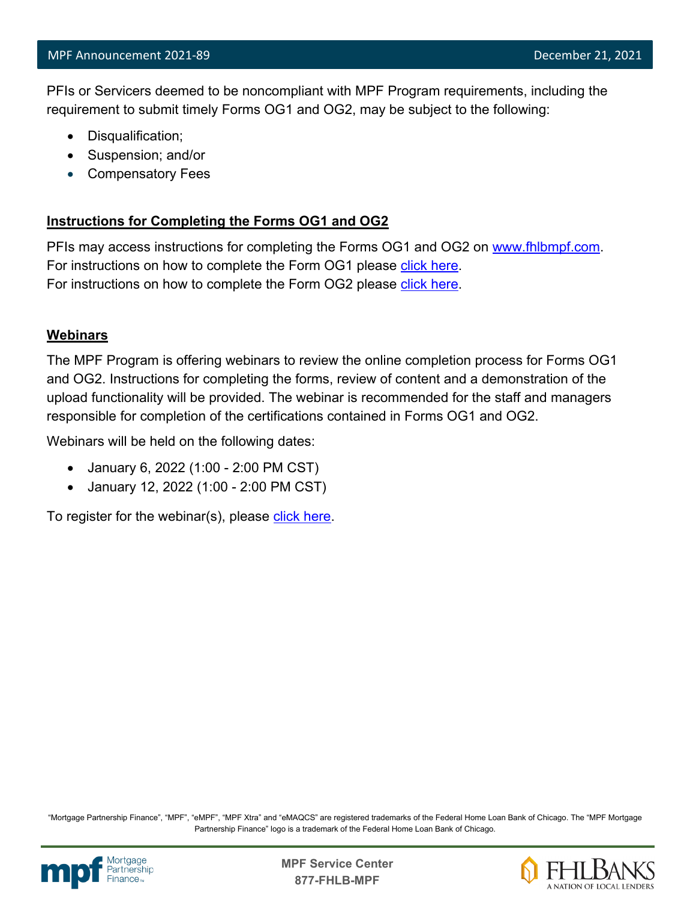PFIs or Servicers deemed to be noncompliant with MPF Program requirements, including the requirement to submit timely Forms OG1 and OG2, may be subject to the following:

- Disqualification;
- Suspension; and/or
- Compensatory Fees

## Instructions for Completing the Forms OG1 and OG2

PFIs may access instructions for completing the Forms OG1 and OG2 on www.fhlbmpf.com.
For instructions on how to complete the Form OG1 please click here.
For instructions on how to complete the Form OG2 please click here.

## Webinars

The MPF Program is offering webinars to review the online completion process for Forms OG1 and OG2. Instructions for completing the forms, review of content and a demonstration of the upload functionality will be provided. The webinar is recommended for the staff and managers responsible for completion of the certifications contained in Forms OG1 and OG2.

Webinars will be held on the following dates:

- January 6, 2022 (1:00 - 2:00 PM CST)
- January 12, 2022 (1:00 - 2:00 PM CST)

To register for the webinar(s), please click here.

"Mortgage Partnership Finance", "MPF", "eMPF", "MPF Xtra" and "eMAQCS" are registered trademarks of the Federal Home Loan Bank of Chicago. The "MPF Mortgage Partnership Finance" logo is a trademark of the Federal Home Loan Bank of Chicago.

**MPF Service Center**
**877-FHLB-MPF**